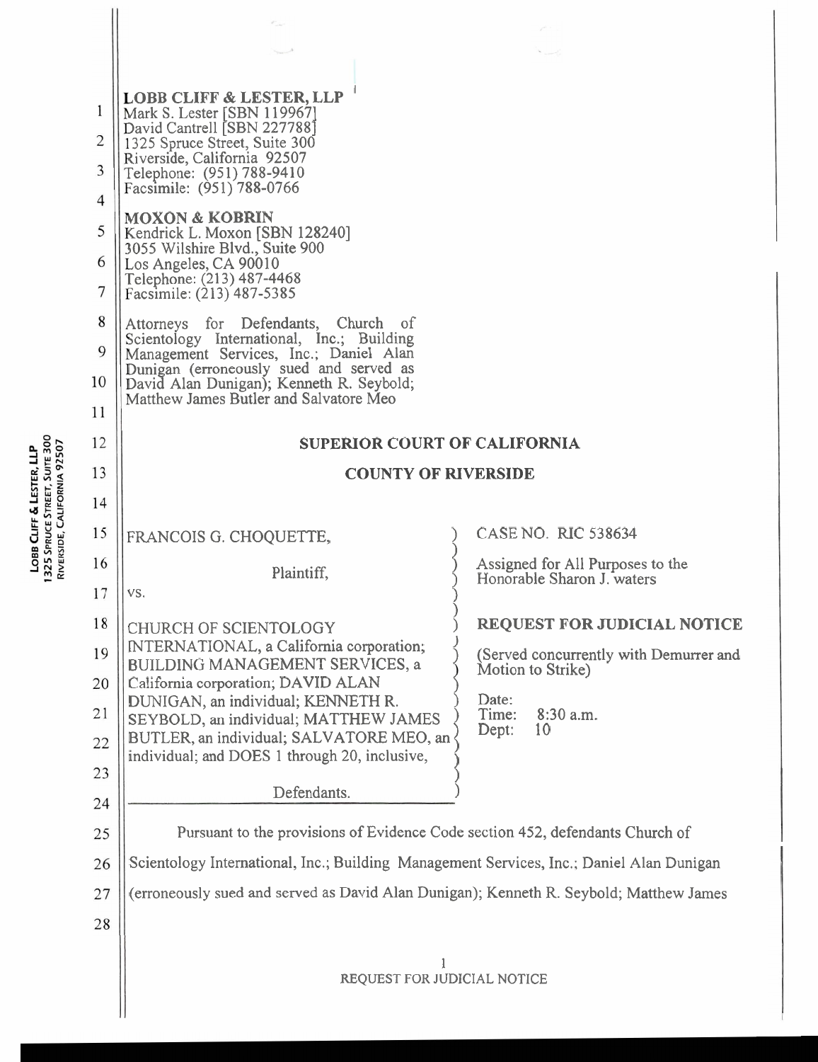**LOBB CLIFF & LESTER, LLP**
Mark S. Lester [SBN 119967]
David Cantrell [SBN 227788]
1325 Spruce Street, Suite 300
Riverside, California 92507
Telephone: (951) 788-9410
Facsimile: (951) 788-0766

**MOXON & KOBRIN**
Kendrick L. Moxon [SBN 128240]
3055 Wilshire Blvd., Suite 900
Los Angeles, CA 90010
Telephone: (213) 487-4468
Facsimile: (213) 487-5385

Attorneys for Defendants, Church of Scientology International, Inc.; Building Management Services, Inc.; Daniel Alan Dunigan (erroneously sued and served as David Alan Dunigan); Kenneth R. Seybold; Matthew James Butler and Salvatore Meo

## SUPERIOR COURT OF CALIFORNIA

## COUNTY OF RIVERSIDE

FRANCOIS G. CHOQUETTE,

Plaintiff,

vs.

CHURCH OF SCIENTOLOGY INTERNATIONAL, a California corporation; BUILDING MANAGEMENT SERVICES, a California corporation; DAVID ALAN DUNIGAN, an individual; KENNETH R. SEYBOLD, an individual; MATTHEW JAMES BUTLER, an individual; SALVATORE MEO, an individual; and DOES 1 through 20, inclusive,

Defendants.

CASE NO. RIC 538634

Assigned for All Purposes to the Honorable Sharon J. waters

**REQUEST FOR JUDICIAL NOTICE**

(Served concurrently with Demurrer and Motion to Strike)

Date:
Time: 8:30 a.m.
Dept: 10

Pursuant to the provisions of Evidence Code section 452, defendants Church of Scientology International, Inc.; Building Management Services, Inc.; Daniel Alan Dunigan (erroneously sued and served as David Alan Dunigan); Kenneth R. Seybold; Matthew James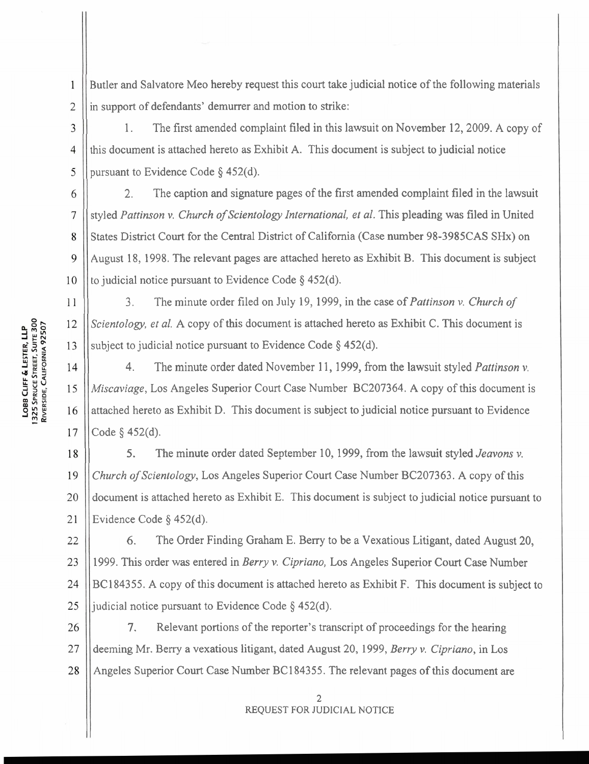Butler and Salvatore Meo hereby request this court take judicial notice of the following materials in support of defendants' demurrer and motion to strike:

1. The first amended complaint filed in this lawsuit on November 12, 2009. A copy of this document is attached hereto as Exhibit A. This document is subject to judicial notice pursuant to Evidence Code § 452(d).

2. The caption and signature pages of the first amended complaint filed in the lawsuit styled *Pattinson v. Church of Scientology International, et al.* This pleading was filed in United States District Court for the Central District of California (Case number 98-3985CAS SHx) on August 18, 1998. The relevant pages are attached hereto as Exhibit B. This document is subject to judicial notice pursuant to Evidence Code § 452(d).

3. The minute order filed on July 19, 1999, in the case of *Pattinson v. Church of Scientology, et al.* A copy of this document is attached hereto as Exhibit C. This document is subject to judicial notice pursuant to Evidence Code § 452(d).

4. The minute order dated November 11, 1999, from the lawsuit styled *Pattinson v. Miscaviage*, Los Angeles Superior Court Case Number BC207364. A copy of this document is attached hereto as Exhibit D. This document is subject to judicial notice pursuant to Evidence Code § 452(d).

5. The minute order dated September 10, 1999, from the lawsuit styled *Jeavons v. Church of Scientology*, Los Angeles Superior Court Case Number BC207363. A copy of this document is attached hereto as Exhibit E. This document is subject to judicial notice pursuant to Evidence Code § 452(d).

6. The Order Finding Graham E. Berry to be a Vexatious Litigant, dated August 20, 1999. This order was entered in *Berry v. Cipriano,* Los Angeles Superior Court Case Number BC184355. A copy of this document is attached hereto as Exhibit F. This document is subject to judicial notice pursuant to Evidence Code § 452(d).

7. Relevant portions of the reporter's transcript of proceedings for the hearing deeming Mr. Berry a vexatious litigant, dated August 20, 1999, *Berry v. Cipriano*, in Los Angeles Superior Court Case Number BC184355. The relevant pages of this document are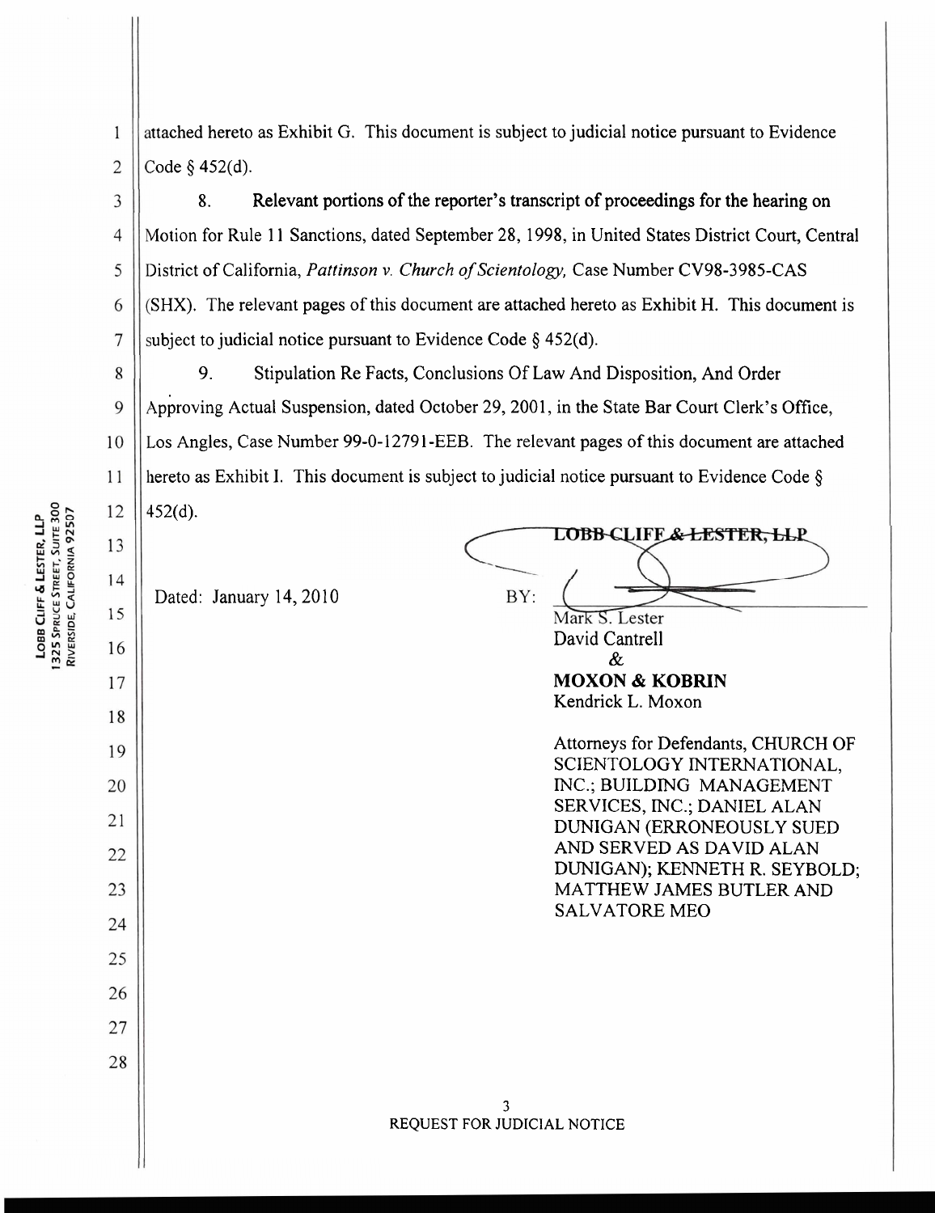attached hereto as Exhibit G. This document is subject to judicial notice pursuant to Evidence Code § 452(d).

8. **Relevant portions of the reporter's transcript of proceedings for the hearing on** Motion for Rule 11 Sanctions, dated September 28, 1998, in United States District Court, Central District of California, *Pattinson v. Church of Scientology,* Case Number CV98-3985-CAS (SHX). The relevant pages of this document are attached hereto as Exhibit H. This document is subject to judicial notice pursuant to Evidence Code § 452(d).

9. Stipulation Re Facts, Conclusions Of Law And Disposition, And Order Approving Actual Suspension, dated October 29, 2001, in the State Bar Court Clerk's Office, Los Angles, Case Number 99-0-12791-EEB. The relevant pages of this document are attached hereto as Exhibit I. This document is subject to judicial notice pursuant to Evidence Code § 452(d).

Dated: January 14, 2010

LOBB CLIFF & LESTER, LLP

BY: ______________________

Mark S. Lester
David Cantrell
&
**MOXON & KOBRIN**
Kendrick L. Moxon

Attorneys for Defendants, CHURCH OF SCIENTOLOGY INTERNATIONAL, INC.; BUILDING MANAGEMENT SERVICES, INC.; DANIEL ALAN DUNIGAN (ERRONEOUSLY SUED AND SERVED AS DAVID ALAN DUNIGAN); KENNETH R. SEYBOLD; MATTHEW JAMES BUTLER AND SALVATORE MEO

REQUEST FOR JUDICIAL NOTICE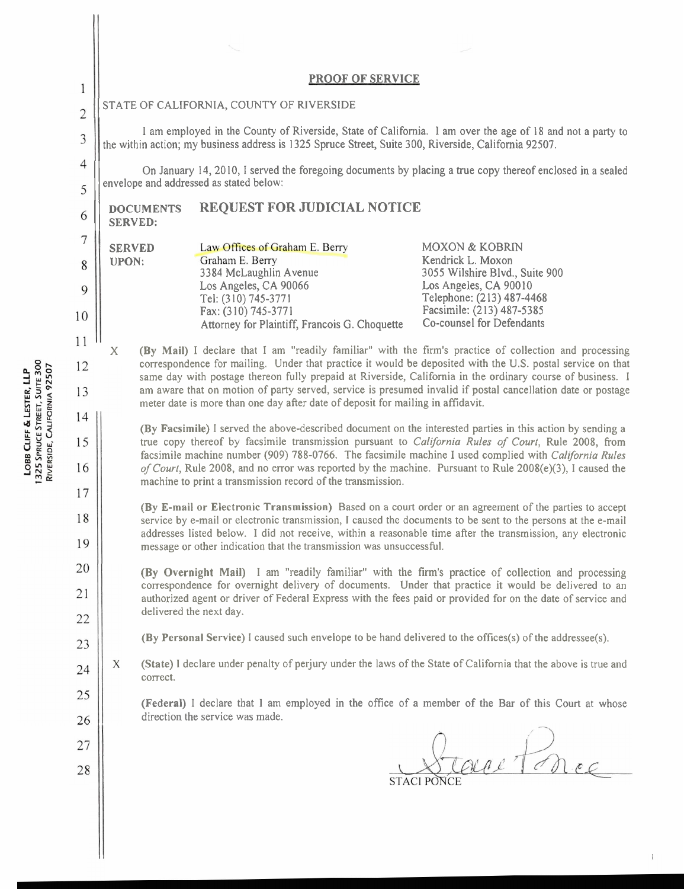# PROOF OF SERVICE

STATE OF CALIFORNIA, COUNTY OF RIVERSIDE

I am employed in the County of Riverside, State of California. I am over the age of 18 and not a party to the within action; my business address is 1325 Spruce Street, Suite 300, Riverside, California 92507.

On January 14, 2010, I served the foregoing documents by placing a true copy thereof enclosed in a sealed envelope and addressed as stated below:

**DOCUMENTS SERVED:** **REQUEST FOR JUDICIAL NOTICE**

**SERVED UPON:**

| | |
|---|---|
| Law Offices of Graham E. Berry | MOXON & KOBRIN |
| Graham E. Berry | Kendrick L. Moxon |
| 3384 McLaughlin Avenue | 3055 Wilshire Blvd., Suite 900 |
| Los Angeles, CA 90066 | Los Angeles, CA 90010 |
| Tel: (310) 745-3771 | Telephone: (213) 487-4468 |
| Fax: (310) 745-3771 | Facsimile: (213) 487-5385 |
| Attorney for Plaintiff, Francois G. Choquette | Co-counsel for Defendants |

X **(By Mail)** I declare that I am "readily familiar" with the firm's practice of collection and processing correspondence for mailing. Under that practice it would be deposited with the U.S. postal service on that same day with postage thereon fully prepaid at Riverside, California in the ordinary course of business. I am aware that on motion of party served, service is presumed invalid if postal cancellation date or postage meter date is more than one day after date of deposit for mailing in affidavit.

**(By Facsimile)** I served the above-described document on the interested parties in this action by sending a true copy thereof by facsimile transmission pursuant to *California Rules of Court*, Rule 2008, from facsimile machine number (909) 788-0766. The facsimile machine I used complied with *California Rules of Court*, Rule 2008, and no error was reported by the machine. Pursuant to Rule 2008(e)(3), I caused the machine to print a transmission record of the transmission.

**(By E-mail or Electronic Transmission)** Based on a court order or an agreement of the parties to accept service by e-mail or electronic transmission, I caused the documents to be sent to the persons at the e-mail addresses listed below. I did not receive, within a reasonable time after the transmission, any electronic message or other indication that the transmission was unsuccessful.

**(By Overnight Mail)** I am "readily familiar" with the firm's practice of collection and processing correspondence for overnight delivery of documents. Under that practice it would be delivered to an authorized agent or driver of Federal Express with the fees paid or provided for on the date of service and delivered the next day.

**(By Personal Service)** I caused such envelope to be hand delivered to the offices(s) of the addressee(s).

X **(State)** I declare under penalty of perjury under the laws of the State of California that the above is true and correct.

**(Federal)** I declare that I am employed in the office of a member of the Bar of this Court at whose direction the service was made.

Staci Ponce

STACI PONCE

LOBB CLIFF & LESTER, LLP
1325 SPRUCE STREET, SUITE 300
RIVERSIDE, CALIFORNIA 92507